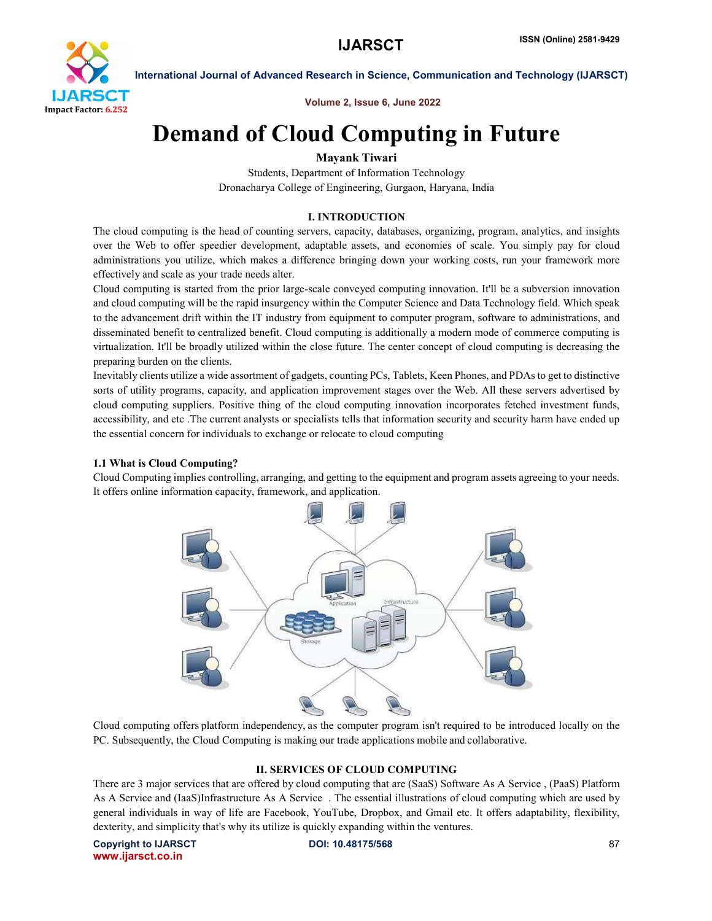# Demand of Cloud Computing in Future

**Mayank Tiwari**

Students, Department of Information Technology
Dronacharya College of Engineering, Gurgaon, Haryana, India

## I. INTRODUCTION

The cloud computing is the head of counting servers, capacity, databases, organizing, program, analytics, and insights over the Web to offer speedier development, adaptable assets, and economies of scale. You simply pay for cloud administrations you utilize, which makes a difference bringing down your working costs, run your framework more effectively and scale as your trade needs alter.

Cloud computing is started from the prior large-scale conveyed computing innovation. It'll be a subversion innovation and cloud computing will be the rapid insurgency within the Computer Science and Data Technology field. Which speak to the advancement drift within the IT industry from equipment to computer program, software to administrations, and disseminated benefit to centralized benefit. Cloud computing is additionally a modern mode of commerce computing is virtualization. It'll be broadly utilized within the close future. The center concept of cloud computing is decreasing the preparing burden on the clients.

Inevitably clients utilize a wide assortment of gadgets, counting PCs, Tablets, Keen Phones, and PDAs to get to distinctive sorts of utility programs, capacity, and application improvement stages over the Web. All these servers advertised by cloud computing suppliers. Positive thing of the cloud computing innovation incorporates fetched investment funds, accessibility, and etc .The current analysts or specialists tells that information security and security harm have ended up the essential concern for individuals to exchange or relocate to cloud computing

### 1.1 What is Cloud Computing?

Cloud Computing implies controlling, arranging, and getting to the equipment and program assets agreeing to your needs. It offers online information capacity, framework, and application.

Cloud computing offers platform independency, as the computer program isn't required to be introduced locally on the PC. Subsequently, the Cloud Computing is making our trade applications mobile and collaborative.

## II. SERVICES OF CLOUD COMPUTING

There are 3 major services that are offered by cloud computing that are (SaaS) Software As A Service , (PaaS) Platform As A Service and (IaaS)Infrastructure As A Service . The essential illustrations of cloud computing which are used by general individuals in way of life are Facebook, YouTube, Dropbox, and Gmail etc. It offers adaptability, flexibility, dexterity, and simplicity that's why its utilize is quickly expanding within the ventures.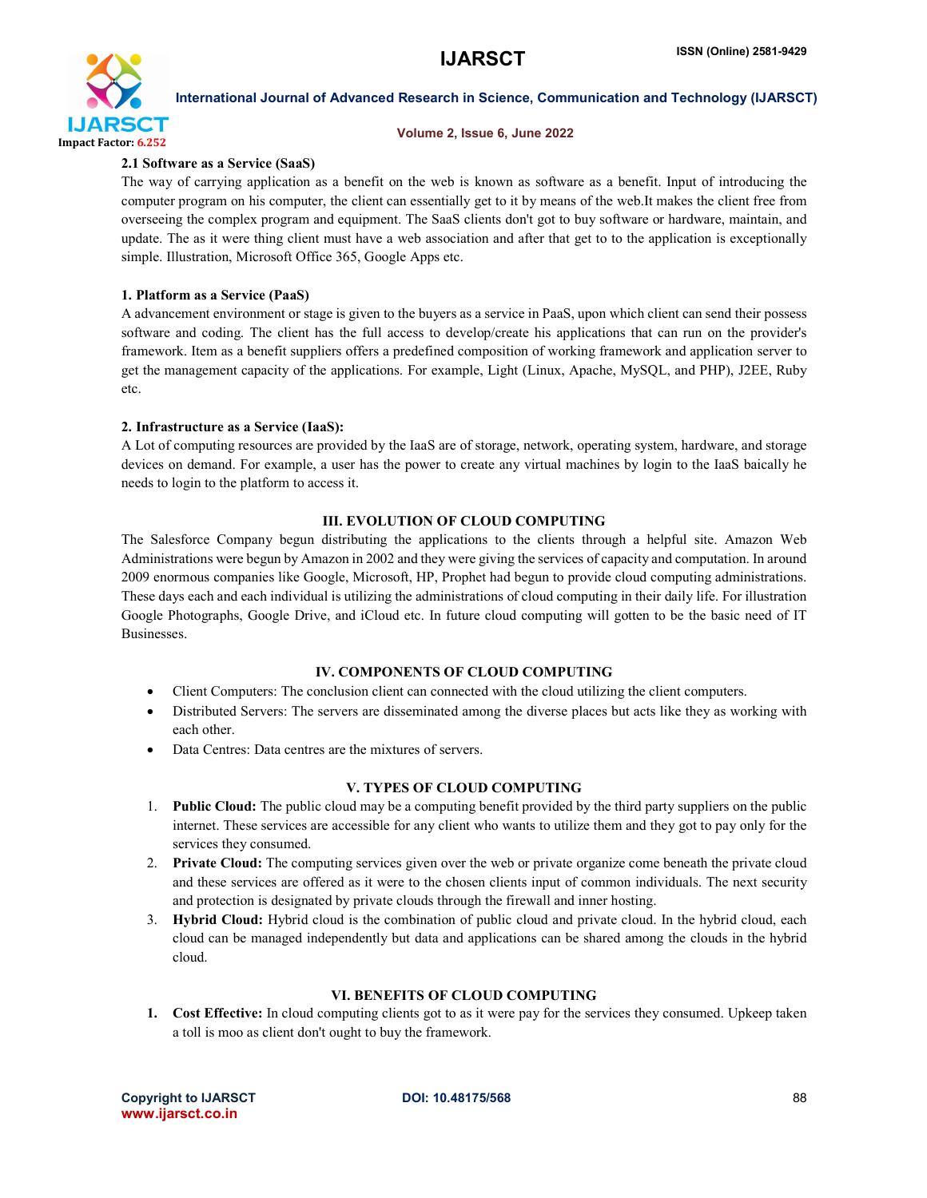### 2.1 Software as a Service (SaaS)

The way of carrying application as a benefit on the web is known as software as a benefit. Input of introducing the computer program on his computer, the client can essentially get to it by means of the web.It makes the client free from overseeing the complex program and equipment. The SaaS clients don't got to buy software or hardware, maintain, and update. The as it were thing client must have a web association and after that get to to the application is exceptionally simple. Illustration, Microsoft Office 365, Google Apps etc.

### 1. Platform as a Service (PaaS)

A advancement environment or stage is given to the buyers as a service in PaaS, upon which client can send their possess software and coding. The client has the full access to develop/create his applications that can run on the provider's framework. Item as a benefit suppliers offers a predefined composition of working framework and application server to get the management capacity of the applications. For example, Light (Linux, Apache, MySQL, and PHP), J2EE, Ruby etc.

### 2. Infrastructure as a Service (IaaS):

A Lot of computing resources are provided by the IaaS are of storage, network, operating system, hardware, and storage devices on demand. For example, a user has the power to create any virtual machines by login to the IaaS baically he needs to login to the platform to access it.

## III. EVOLUTION OF CLOUD COMPUTING

The Salesforce Company begun distributing the applications to the clients through a helpful site. Amazon Web Administrations were begun by Amazon in 2002 and they were giving the services of capacity and computation. In around 2009 enormous companies like Google, Microsoft, HP, Prophet had begun to provide cloud computing administrations. These days each and each individual is utilizing the administrations of cloud computing in their daily life. For illustration Google Photographs, Google Drive, and iCloud etc. In future cloud computing will gotten to be the basic need of IT Businesses.

## IV. COMPONENTS OF CLOUD COMPUTING

- Client Computers: The conclusion client can connected with the cloud utilizing the client computers.
- Distributed Servers: The servers are disseminated among the diverse places but acts like they as working with each other.
- Data Centres: Data centres are the mixtures of servers.

## V. TYPES OF CLOUD COMPUTING

1. **Public Cloud:** The public cloud may be a computing benefit provided by the third party suppliers on the public internet. These services are accessible for any client who wants to utilize them and they got to pay only for the services they consumed.
2. **Private Cloud:** The computing services given over the web or private organize come beneath the private cloud and these services are offered as it were to the chosen clients input of common individuals. The next security and protection is designated by private clouds through the firewall and inner hosting.
3. **Hybrid Cloud:** Hybrid cloud is the combination of public cloud and private cloud. In the hybrid cloud, each cloud can be managed independently but data and applications can be shared among the clouds in the hybrid cloud.

## VI. BENEFITS OF CLOUD COMPUTING

1. **Cost Effective:** In cloud computing clients got to as it were pay for the services they consumed. Upkeep taken a toll is moo as client don't ought to buy the framework.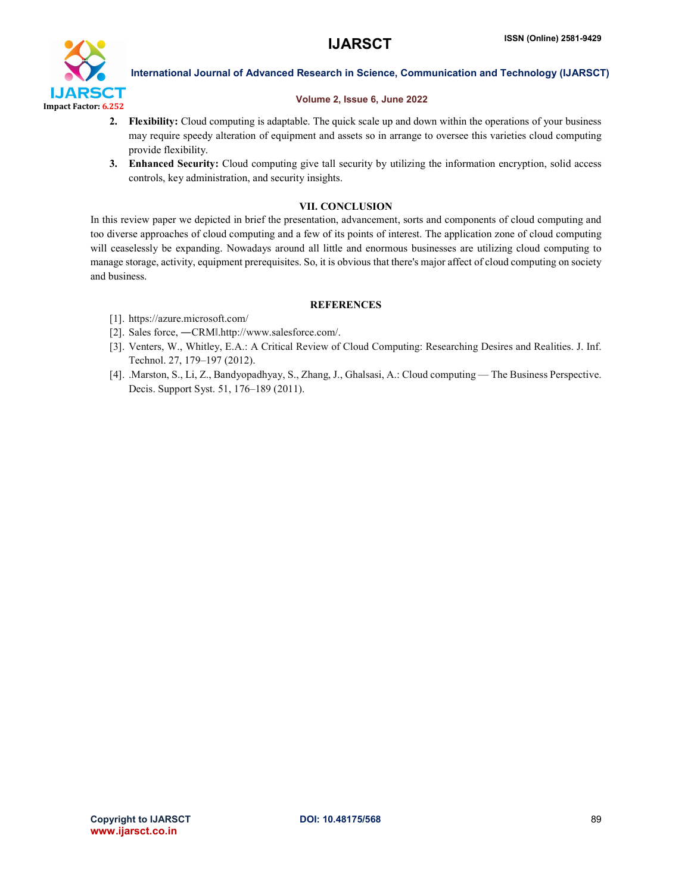2. **Flexibility:** Cloud computing is adaptable. The quick scale up and down within the operations of your business may require speedy alteration of equipment and assets so in arrange to oversee this varieties cloud computing provide flexibility.
3. **Enhanced Security:** Cloud computing give tall security by utilizing the information encryption, solid access controls, key administration, and security insights.

## VII. CONCLUSION

In this review paper we depicted in brief the presentation, advancement, sorts and components of cloud computing and too diverse approaches of cloud computing and a few of its points of interest. The application zone of cloud computing will ceaselessly be expanding. Nowadays around all little and enormous businesses are utilizing cloud computing to manage storage, activity, equipment prerequisites. So, it is obvious that there's major affect of cloud computing on society and business.

## REFERENCES

[1]. https://azure.microsoft.com/

[2]. Sales force, ―CRM‖.http://www.salesforce.com/.

[3]. Venters, W., Whitley, E.A.: A Critical Review of Cloud Computing: Researching Desires and Realities. J. Inf. Technol. 27, 179–197 (2012).

[4]. .Marston, S., Li, Z., Bandyopadhyay, S., Zhang, J., Ghalsasi, A.: Cloud computing — The Business Perspective. Decis. Support Syst. 51, 176–189 (2011).